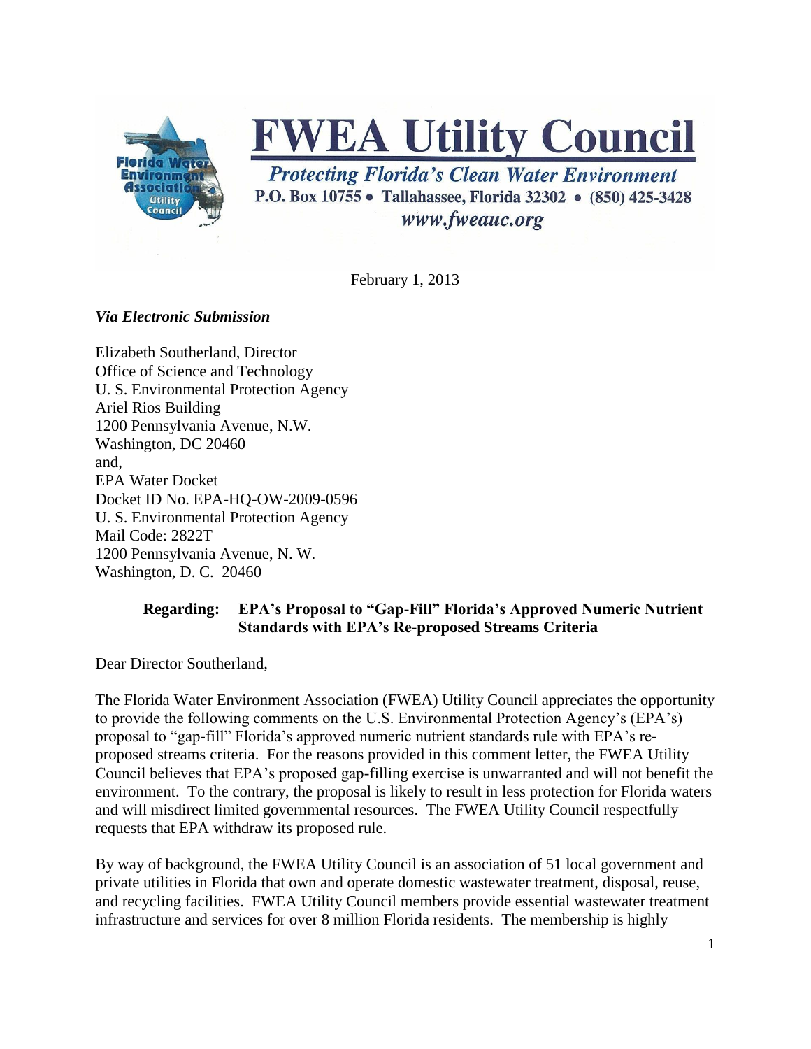# FWEA Utility Council

***Protecting Florida's Clean Water Environment***

**P.O. Box 10755 • Tallahassee, Florida 32302 • (850) 425-3428**

***www.fweauc.org***

February 1, 2013

***Via Electronic Submission***

Elizabeth Southerland, Director
Office of Science and Technology
U. S. Environmental Protection Agency
Ariel Rios Building
1200 Pennsylvania Avenue, N.W.
Washington, DC 20460
and,
EPA Water Docket
Docket ID No. EPA-HQ-OW-2009-0596
U. S. Environmental Protection Agency
Mail Code: 2822T
1200 Pennsylvania Avenue, N. W.
Washington, D. C. 20460

**Regarding: EPA's Proposal to "Gap-Fill" Florida's Approved Numeric Nutrient Standards with EPA's Re-proposed Streams Criteria**

Dear Director Southerland,

The Florida Water Environment Association (FWEA) Utility Council appreciates the opportunity to provide the following comments on the U.S. Environmental Protection Agency's (EPA's) proposal to "gap-fill" Florida's approved numeric nutrient standards rule with EPA's re-proposed streams criteria. For the reasons provided in this comment letter, the FWEA Utility Council believes that EPA's proposed gap-filling exercise is unwarranted and will not benefit the environment. To the contrary, the proposal is likely to result in less protection for Florida waters and will misdirect limited governmental resources. The FWEA Utility Council respectfully requests that EPA withdraw its proposed rule.

By way of background, the FWEA Utility Council is an association of 51 local government and private utilities in Florida that own and operate domestic wastewater treatment, disposal, reuse, and recycling facilities. FWEA Utility Council members provide essential wastewater treatment infrastructure and services for over 8 million Florida residents. The membership is highly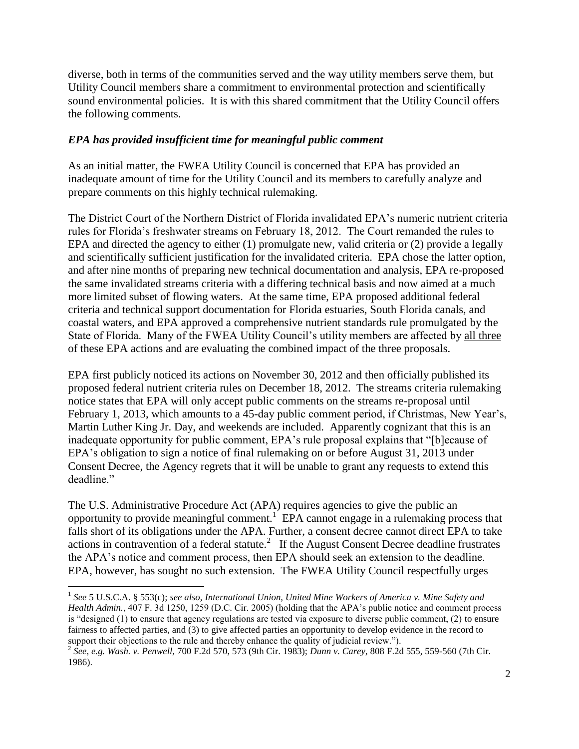diverse, both in terms of the communities served and the way utility members serve them, but Utility Council members share a commitment to environmental protection and scientifically sound environmental policies. It is with this shared commitment that the Utility Council offers the following comments.

### *EPA has provided insufficient time for meaningful public comment*

As an initial matter, the FWEA Utility Council is concerned that EPA has provided an inadequate amount of time for the Utility Council and its members to carefully analyze and prepare comments on this highly technical rulemaking.

The District Court of the Northern District of Florida invalidated EPA's numeric nutrient criteria rules for Florida's freshwater streams on February 18, 2012. The Court remanded the rules to EPA and directed the agency to either (1) promulgate new, valid criteria or (2) provide a legally and scientifically sufficient justification for the invalidated criteria. EPA chose the latter option, and after nine months of preparing new technical documentation and analysis, EPA re-proposed the same invalidated streams criteria with a differing technical basis and now aimed at a much more limited subset of flowing waters. At the same time, EPA proposed additional federal criteria and technical support documentation for Florida estuaries, South Florida canals, and coastal waters, and EPA approved a comprehensive nutrient standards rule promulgated by the State of Florida. Many of the FWEA Utility Council's utility members are affected by <u>all three</u> of these EPA actions and are evaluating the combined impact of the three proposals.

EPA first publicly noticed its actions on November 30, 2012 and then officially published its proposed federal nutrient criteria rules on December 18, 2012. The streams criteria rulemaking notice states that EPA will only accept public comments on the streams re-proposal until February 1, 2013, which amounts to a 45-day public comment period, if Christmas, New Year's, Martin Luther King Jr. Day, and weekends are included. Apparently cognizant that this is an inadequate opportunity for public comment, EPA's rule proposal explains that "[b]ecause of EPA's obligation to sign a notice of final rulemaking on or before August 31, 2013 under Consent Decree, the Agency regrets that it will be unable to grant any requests to extend this deadline."

The U.S. Administrative Procedure Act (APA) requires agencies to give the public an opportunity to provide meaningful comment.[1] EPA cannot engage in a rulemaking process that falls short of its obligations under the APA. Further, a consent decree cannot direct EPA to take actions in contravention of a federal statute.[2] If the August Consent Decree deadline frustrates the APA's notice and comment process, then EPA should seek an extension to the deadline. EPA, however, has sought no such extension. The FWEA Utility Council respectfully urges

---

[1] *See* 5 U.S.C.A. § 553(c); *see also, International Union, United Mine Workers of America v. Mine Safety and Health Admin.*, 407 F. 3d 1250, 1259 (D.C. Cir. 2005) (holding that the APA's public notice and comment process is "designed (1) to ensure that agency regulations are tested via exposure to diverse public comment, (2) to ensure fairness to affected parties, and (3) to give affected parties an opportunity to develop evidence in the record to support their objections to the rule and thereby enhance the quality of judicial review.").

[2] *See, e.g. Wash. v. Penwell*, 700 F.2d 570, 573 (9th Cir. 1983); *Dunn v. Carey*, 808 F.2d 555, 559-560 (7th Cir. 1986).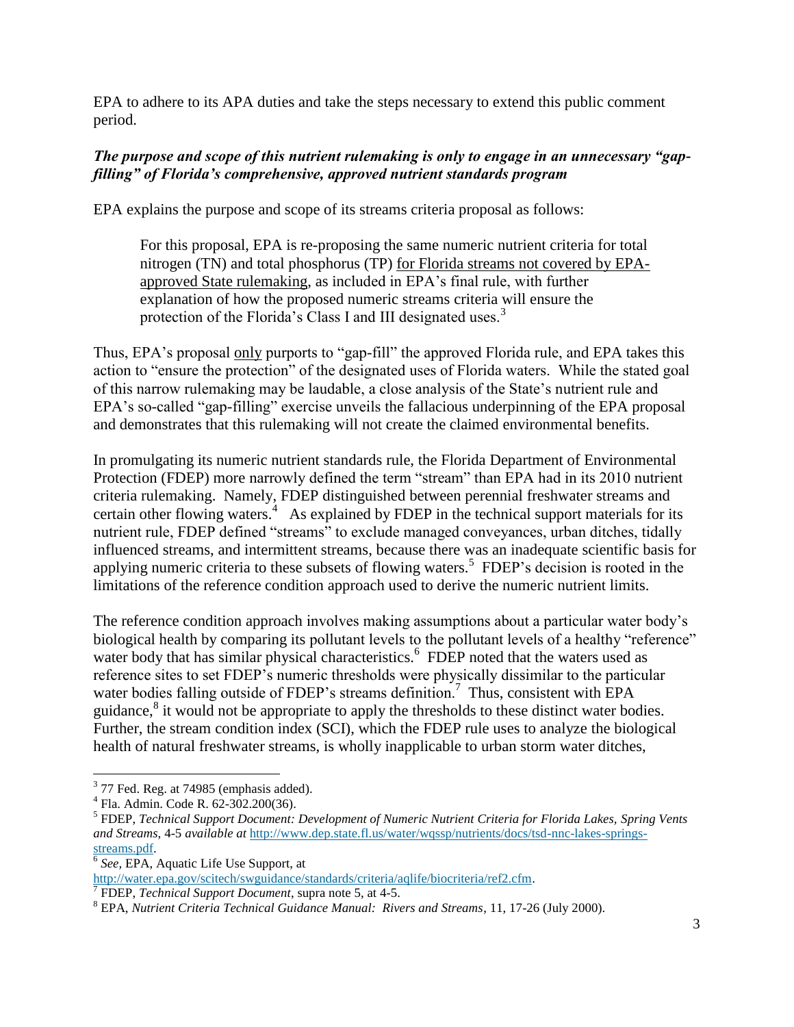EPA to adhere to its APA duties and take the steps necessary to extend this public comment period.

***The purpose and scope of this nutrient rulemaking is only to engage in an unnecessary "gap-filling" of Florida's comprehensive, approved nutrient standards program***

EPA explains the purpose and scope of its streams criteria proposal as follows:

> For this proposal, EPA is re-proposing the same numeric nutrient criteria for total nitrogen (TN) and total phosphorus (TP) <u>for Florida streams not covered by EPA-approved State rulemaking</u>, as included in EPA's final rule, with further explanation of how the proposed numeric streams criteria will ensure the protection of the Florida's Class I and III designated uses.[3]

Thus, EPA's proposal <u>only</u> purports to "gap-fill" the approved Florida rule, and EPA takes this action to "ensure the protection" of the designated uses of Florida waters. While the stated goal of this narrow rulemaking may be laudable, a close analysis of the State's nutrient rule and EPA's so-called "gap-filling" exercise unveils the fallacious underpinning of the EPA proposal and demonstrates that this rulemaking will not create the claimed environmental benefits.

In promulgating its numeric nutrient standards rule, the Florida Department of Environmental Protection (FDEP) more narrowly defined the term "stream" than EPA had in its 2010 nutrient criteria rulemaking. Namely, FDEP distinguished between perennial freshwater streams and certain other flowing waters.[4] As explained by FDEP in the technical support materials for its nutrient rule, FDEP defined "streams" to exclude managed conveyances, urban ditches, tidally influenced streams, and intermittent streams, because there was an inadequate scientific basis for applying numeric criteria to these subsets of flowing waters.[5] FDEP's decision is rooted in the limitations of the reference condition approach used to derive the numeric nutrient limits.

The reference condition approach involves making assumptions about a particular water body's biological health by comparing its pollutant levels to the pollutant levels of a healthy "reference" water body that has similar physical characteristics.[6] FDEP noted that the waters used as reference sites to set FDEP's numeric thresholds were physically dissimilar to the particular water bodies falling outside of FDEP's streams definition.[7] Thus, consistent with EPA guidance,[8] it would not be appropriate to apply the thresholds to these distinct water bodies. Further, the stream condition index (SCI), which the FDEP rule uses to analyze the biological health of natural freshwater streams, is wholly inapplicable to urban storm water ditches,

---

[3] 77 Fed. Reg. at 74985 (emphasis added).

[4] Fla. Admin. Code R. 62-302.200(36).

[5] FDEP, *Technical Support Document: Development of Numeric Nutrient Criteria for Florida Lakes, Spring Vents and Streams,* 4-5 *available at* http://www.dep.state.fl.us/water/wqssp/nutrients/docs/tsd-nnc-lakes-springs-streams.pdf.

[6] *See,* EPA, Aquatic Life Use Support, at http://water.epa.gov/scitech/swguidance/standards/criteria/aqlife/biocriteria/ref2.cfm.

[7] FDEP, *Technical Support Document*, supra note 5, at 4-5.

[8] EPA, *Nutrient Criteria Technical Guidance Manual: Rivers and Streams*, 11, 17-26 (July 2000).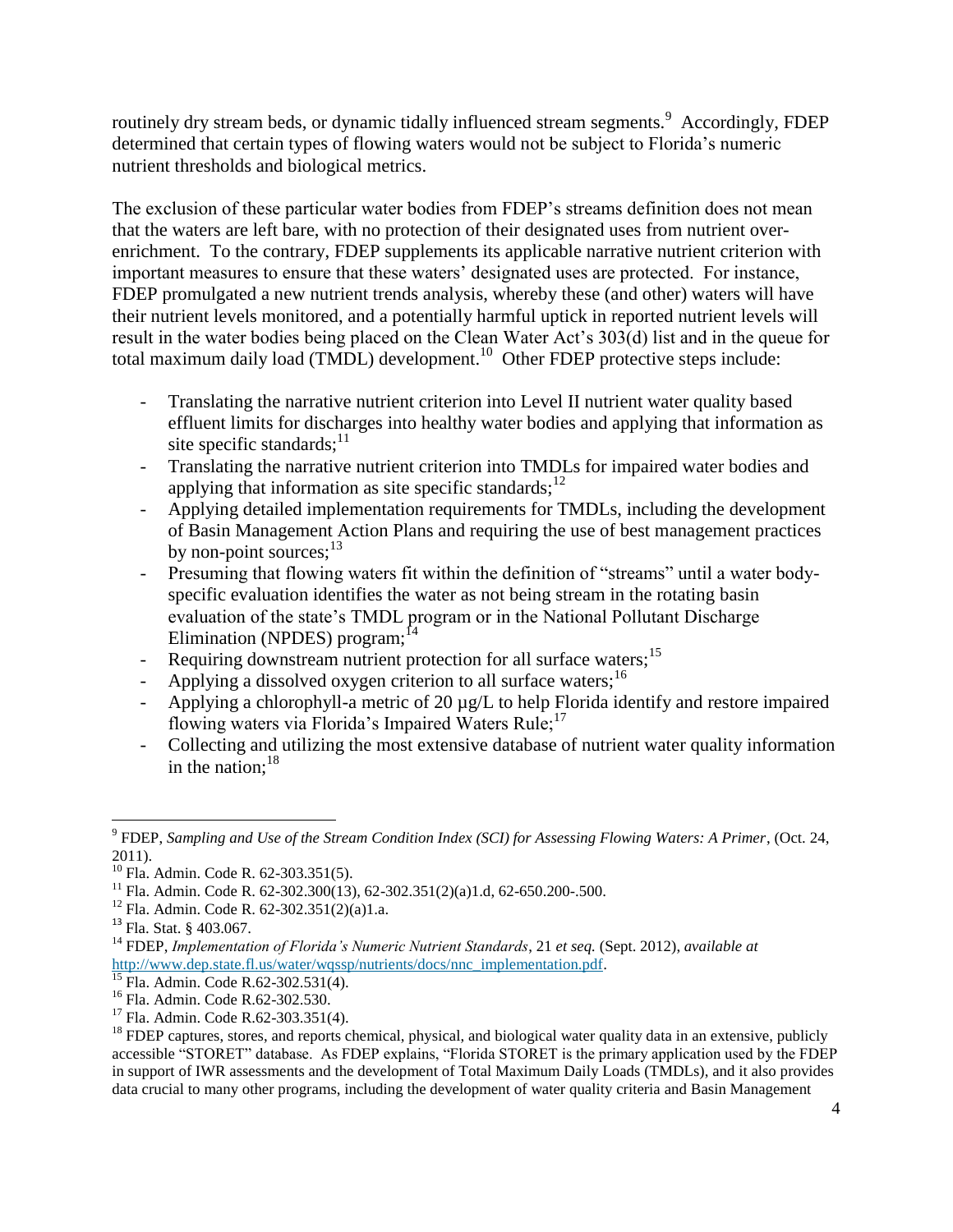routinely dry stream beds, or dynamic tidally influenced stream segments.[9] Accordingly, FDEP determined that certain types of flowing waters would not be subject to Florida's numeric nutrient thresholds and biological metrics.

The exclusion of these particular water bodies from FDEP's streams definition does not mean that the waters are left bare, with no protection of their designated uses from nutrient over-enrichment. To the contrary, FDEP supplements its applicable narrative nutrient criterion with important measures to ensure that these waters' designated uses are protected. For instance, FDEP promulgated a new nutrient trends analysis, whereby these (and other) waters will have their nutrient levels monitored, and a potentially harmful uptick in reported nutrient levels will result in the water bodies being placed on the Clean Water Act's 303(d) list and in the queue for total maximum daily load (TMDL) development.[10] Other FDEP protective steps include:

- Translating the narrative nutrient criterion into Level II nutrient water quality based effluent limits for discharges into healthy water bodies and applying that information as site specific standards;[11]
- Translating the narrative nutrient criterion into TMDLs for impaired water bodies and applying that information as site specific standards;[12]
- Applying detailed implementation requirements for TMDLs, including the development of Basin Management Action Plans and requiring the use of best management practices by non-point sources;[13]
- Presuming that flowing waters fit within the definition of "streams" until a water body-specific evaluation identifies the water as not being stream in the rotating basin evaluation of the state's TMDL program or in the National Pollutant Discharge Elimination (NPDES) program;[14]
- Requiring downstream nutrient protection for all surface waters;[15]
- Applying a dissolved oxygen criterion to all surface waters;[16]
- Applying a chlorophyll-a metric of 20 µg/L to help Florida identify and restore impaired flowing waters via Florida's Impaired Waters Rule;[17]
- Collecting and utilizing the most extensive database of nutrient water quality information in the nation;[18]

---

[9] FDEP, *Sampling and Use of the Stream Condition Index (SCI) for Assessing Flowing Waters: A Primer*, (Oct. 24, 2011).

[10] Fla. Admin. Code R. 62-303.351(5).

[11] Fla. Admin. Code R. 62-302.300(13), 62-302.351(2)(a)1.d, 62-650.200-.500.

[12] Fla. Admin. Code R. 62-302.351(2)(a)1.a.

[13] Fla. Stat. § 403.067.

[14] FDEP, *Implementation of Florida's Numeric Nutrient Standards*, 21 *et seq.* (Sept. 2012), *available at* http://www.dep.state.fl.us/water/wqssp/nutrients/docs/nnc_implementation.pdf.

[15] Fla. Admin. Code R.62-302.531(4).

[16] Fla. Admin. Code R.62-302.530.

[17] Fla. Admin. Code R.62-303.351(4).

[18] FDEP captures, stores, and reports chemical, physical, and biological water quality data in an extensive, publicly accessible "STORET" database. As FDEP explains, "Florida STORET is the primary application used by the FDEP in support of IWR assessments and the development of Total Maximum Daily Loads (TMDLs), and it also provides data crucial to many other programs, including the development of water quality criteria and Basin Management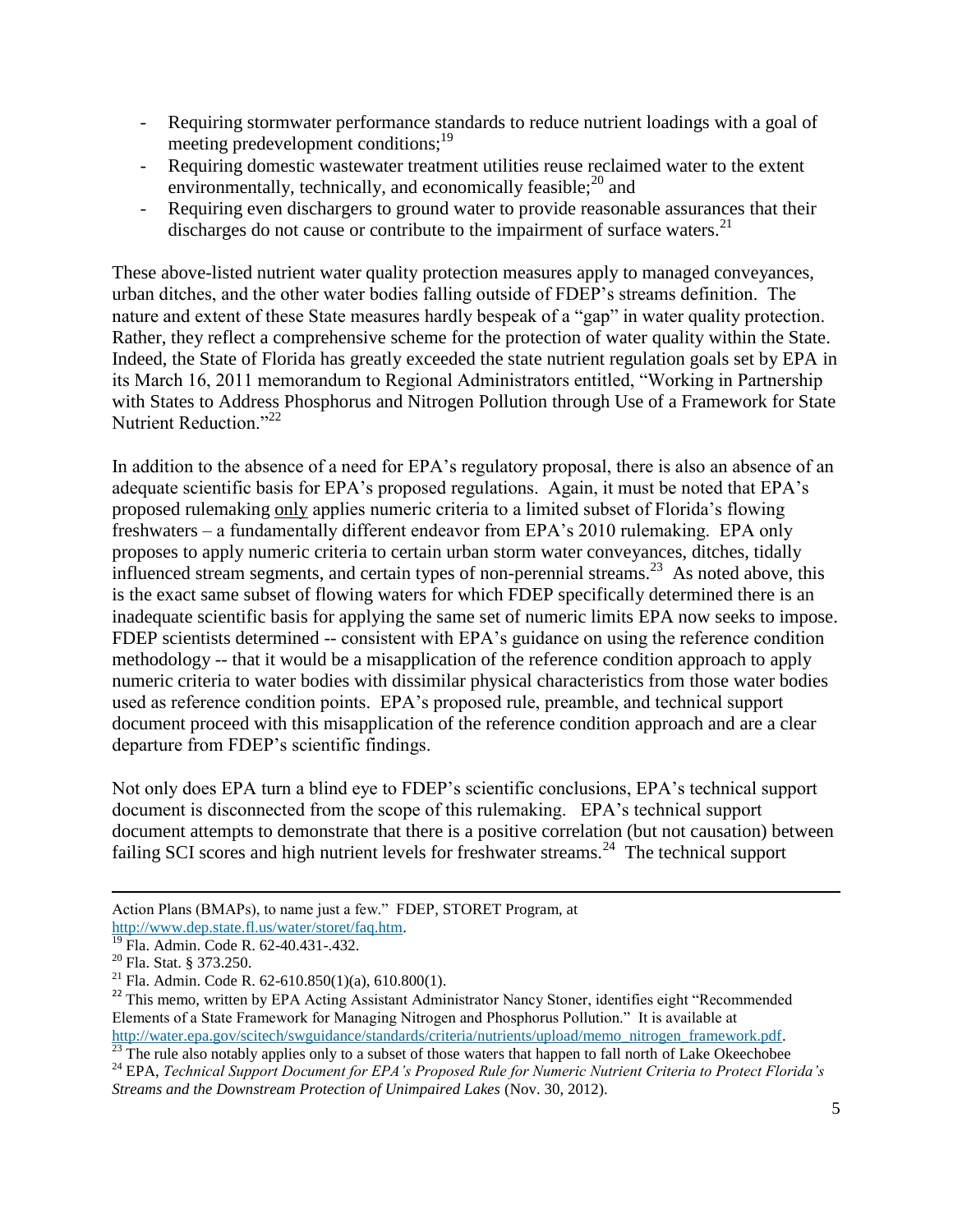- Requiring stormwater performance standards to reduce nutrient loadings with a goal of meeting predevelopment conditions;[19]
- Requiring domestic wastewater treatment utilities reuse reclaimed water to the extent environmentally, technically, and economically feasible;[20] and
- Requiring even dischargers to ground water to provide reasonable assurances that their discharges do not cause or contribute to the impairment of surface waters.[21]

These above-listed nutrient water quality protection measures apply to managed conveyances, urban ditches, and the other water bodies falling outside of FDEP's streams definition. The nature and extent of these State measures hardly bespeak of a "gap" in water quality protection. Rather, they reflect a comprehensive scheme for the protection of water quality within the State. Indeed, the State of Florida has greatly exceeded the state nutrient regulation goals set by EPA in its March 16, 2011 memorandum to Regional Administrators entitled, "Working in Partnership with States to Address Phosphorus and Nitrogen Pollution through Use of a Framework for State Nutrient Reduction."[22]

In addition to the absence of a need for EPA's regulatory proposal, there is also an absence of an adequate scientific basis for EPA's proposed regulations. Again, it must be noted that EPA's proposed rulemaking <u>only</u> applies numeric criteria to a limited subset of Florida's flowing freshwaters – a fundamentally different endeavor from EPA's 2010 rulemaking. EPA only proposes to apply numeric criteria to certain urban storm water conveyances, ditches, tidally influenced stream segments, and certain types of non-perennial streams.[23] As noted above, this is the exact same subset of flowing waters for which FDEP specifically determined there is an inadequate scientific basis for applying the same set of numeric limits EPA now seeks to impose. FDEP scientists determined -- consistent with EPA's guidance on using the reference condition methodology -- that it would be a misapplication of the reference condition approach to apply numeric criteria to water bodies with dissimilar physical characteristics from those water bodies used as reference condition points. EPA's proposed rule, preamble, and technical support document proceed with this misapplication of the reference condition approach and are a clear departure from FDEP's scientific findings.

Not only does EPA turn a blind eye to FDEP's scientific conclusions, EPA's technical support document is disconnected from the scope of this rulemaking. EPA's technical support document attempts to demonstrate that there is a positive correlation (but not causation) between failing SCI scores and high nutrient levels for freshwater streams.[24] The technical support

---

Action Plans (BMAPs), to name just a few." FDEP, STORET Program, at http://www.dep.state.fl.us/water/storet/faq.htm.

[19] Fla. Admin. Code R. 62-40.431-.432.

[20] Fla. Stat. § 373.250.

[21] Fla. Admin. Code R. 62-610.850(1)(a), 610.800(1).

[22] This memo, written by EPA Acting Assistant Administrator Nancy Stoner, identifies eight "Recommended Elements of a State Framework for Managing Nitrogen and Phosphorus Pollution." It is available at http://water.epa.gov/scitech/swguidance/standards/criteria/nutrients/upload/memo_nitrogen_framework.pdf.

[23] The rule also notably applies only to a subset of those waters that happen to fall north of Lake Okeechobee

[24] EPA, *Technical Support Document for EPA's Proposed Rule for Numeric Nutrient Criteria to Protect Florida's Streams and the Downstream Protection of Unimpaired Lakes* (Nov. 30, 2012).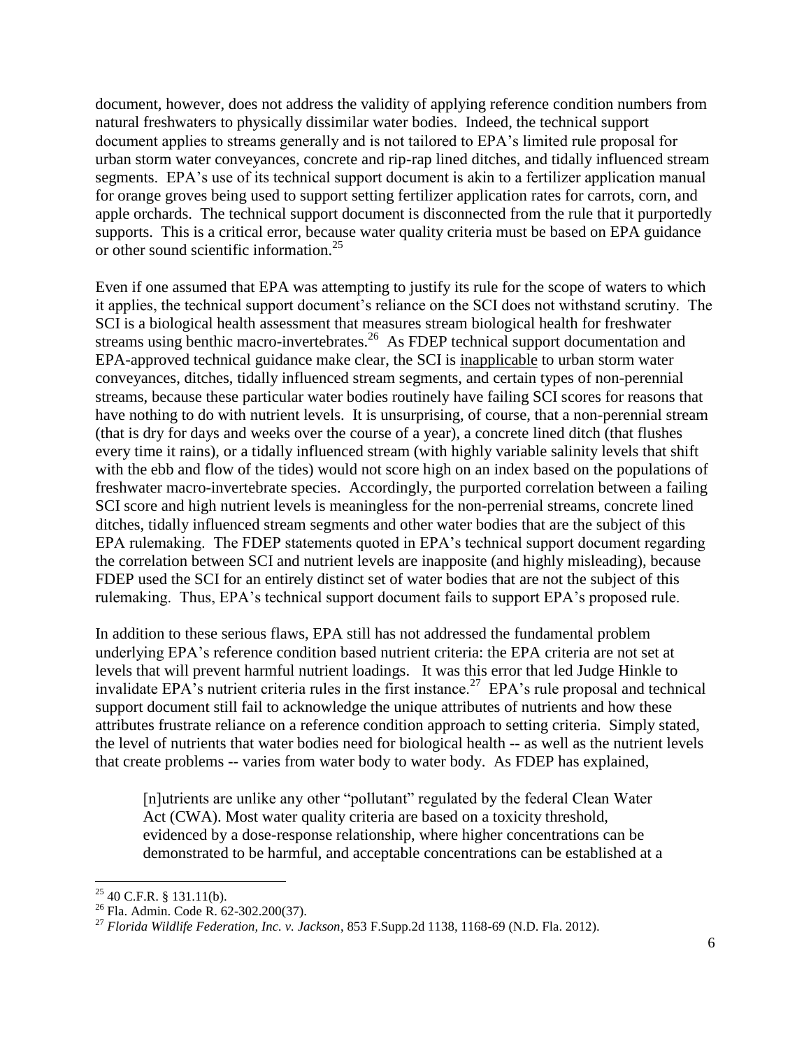document, however, does not address the validity of applying reference condition numbers from natural freshwaters to physically dissimilar water bodies. Indeed, the technical support document applies to streams generally and is not tailored to EPA's limited rule proposal for urban storm water conveyances, concrete and rip-rap lined ditches, and tidally influenced stream segments. EPA's use of its technical support document is akin to a fertilizer application manual for orange groves being used to support setting fertilizer application rates for carrots, corn, and apple orchards. The technical support document is disconnected from the rule that it purportedly supports. This is a critical error, because water quality criteria must be based on EPA guidance or other sound scientific information.[25]

Even if one assumed that EPA was attempting to justify its rule for the scope of waters to which it applies, the technical support document's reliance on the SCI does not withstand scrutiny. The SCI is a biological health assessment that measures stream biological health for freshwater streams using benthic macro-invertebrates.[26] As FDEP technical support documentation and EPA-approved technical guidance make clear, the SCI is <u>inapplicable</u> to urban storm water conveyances, ditches, tidally influenced stream segments, and certain types of non-perennial streams, because these particular water bodies routinely have failing SCI scores for reasons that have nothing to do with nutrient levels. It is unsurprising, of course, that a non-perennial stream (that is dry for days and weeks over the course of a year), a concrete lined ditch (that flushes every time it rains), or a tidally influenced stream (with highly variable salinity levels that shift with the ebb and flow of the tides) would not score high on an index based on the populations of freshwater macro-invertebrate species. Accordingly, the purported correlation between a failing SCI score and high nutrient levels is meaningless for the non-perrenial streams, concrete lined ditches, tidally influenced stream segments and other water bodies that are the subject of this EPA rulemaking. The FDEP statements quoted in EPA's technical support document regarding the correlation between SCI and nutrient levels are inapposite (and highly misleading), because FDEP used the SCI for an entirely distinct set of water bodies that are not the subject of this rulemaking. Thus, EPA's technical support document fails to support EPA's proposed rule.

In addition to these serious flaws, EPA still has not addressed the fundamental problem underlying EPA's reference condition based nutrient criteria: the EPA criteria are not set at levels that will prevent harmful nutrient loadings. It was this error that led Judge Hinkle to invalidate EPA's nutrient criteria rules in the first instance.[27] EPA's rule proposal and technical support document still fail to acknowledge the unique attributes of nutrients and how these attributes frustrate reliance on a reference condition approach to setting criteria. Simply stated, the level of nutrients that water bodies need for biological health -- as well as the nutrient levels that create problems -- varies from water body to water body. As FDEP has explained,

> [n]utrients are unlike any other "pollutant" regulated by the federal Clean Water Act (CWA). Most water quality criteria are based on a toxicity threshold, evidenced by a dose-response relationship, where higher concentrations can be demonstrated to be harmful, and acceptable concentrations can be established at a

---

[25] 40 C.F.R. § 131.11(b).

[26] Fla. Admin. Code R. 62-302.200(37).

[27] *Florida Wildlife Federation, Inc. v. Jackson*, 853 F.Supp.2d 1138, 1168-69 (N.D. Fla. 2012).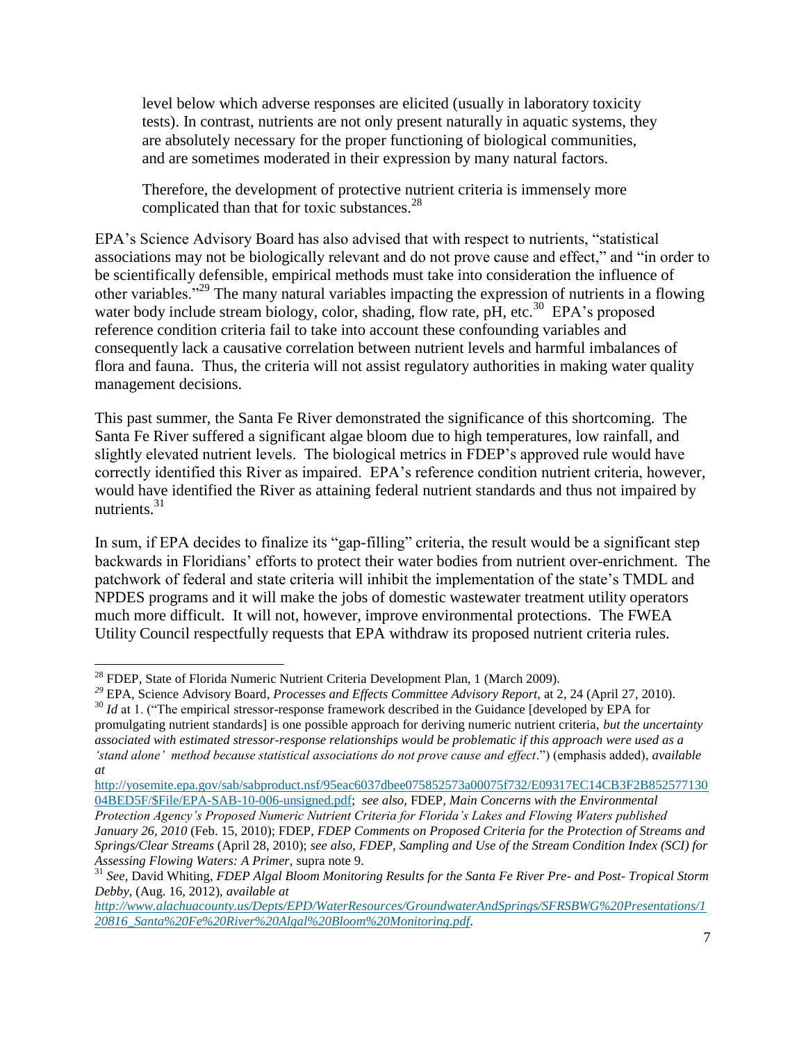> level below which adverse responses are elicited (usually in laboratory toxicity tests). In contrast, nutrients are not only present naturally in aquatic systems, they are absolutely necessary for the proper functioning of biological communities, and are sometimes moderated in their expression by many natural factors.
>
> Therefore, the development of protective nutrient criteria is immensely more complicated than that for toxic substances.[28]

EPA's Science Advisory Board has also advised that with respect to nutrients, "statistical associations may not be biologically relevant and do not prove cause and effect," and "in order to be scientifically defensible, empirical methods must take into consideration the influence of other variables."[29] The many natural variables impacting the expression of nutrients in a flowing water body include stream biology, color, shading, flow rate, pH, etc.[30] EPA's proposed reference condition criteria fail to take into account these confounding variables and consequently lack a causative correlation between nutrient levels and harmful imbalances of flora and fauna. Thus, the criteria will not assist regulatory authorities in making water quality management decisions.

This past summer, the Santa Fe River demonstrated the significance of this shortcoming. The Santa Fe River suffered a significant algae bloom due to high temperatures, low rainfall, and slightly elevated nutrient levels. The biological metrics in FDEP's approved rule would have correctly identified this River as impaired. EPA's reference condition nutrient criteria, however, would have identified the River as attaining federal nutrient standards and thus not impaired by nutrients.[31]

In sum, if EPA decides to finalize its "gap-filling" criteria, the result would be a significant step backwards in Floridians' efforts to protect their water bodies from nutrient over-enrichment. The patchwork of federal and state criteria will inhibit the implementation of the state's TMDL and NPDES programs and it will make the jobs of domestic wastewater treatment utility operators much more difficult. It will not, however, improve environmental protections. The FWEA Utility Council respectfully requests that EPA withdraw its proposed nutrient criteria rules.

---

[28] FDEP, State of Florida Numeric Nutrient Criteria Development Plan, 1 (March 2009).

[29] EPA, Science Advisory Board, *Processes and Effects Committee Advisory Report*, at 2, 24 (April 27, 2010).

[30] *Id* at 1. ("The empirical stressor-response framework described in the Guidance [developed by EPA for promulgating nutrient standards] is one possible approach for deriving numeric nutrient criteria, *but the uncertainty associated with estimated stressor-response relationships would be problematic if this approach were used as a 'stand alone' method because statistical associations do not prove cause and effect*.") (emphasis added), *available at* http://yosemite.epa.gov/sab/sabproduct.nsf/95eac6037dbee075852573a00075f732/E09317EC14CB3F2B85257713004BED5F/$File/EPA-SAB-10-006-unsigned.pdf; *see also*, FDEP, *Main Concerns with the Environmental Protection Agency's Proposed Numeric Nutrient Criteria for Florida's Lakes and Flowing Waters published January 26, 2010* (Feb. 15, 2010); FDEP, *FDEP Comments on Proposed Criteria for the Protection of Streams and Springs/Clear Streams* (April 28, 2010); *see also*, *FDEP, Sampling and Use of the Stream Condition Index (SCI) for Assessing Flowing Waters: A Primer*, supra note 9.

[31] *See*, David Whiting, *FDEP Algal Bloom Monitoring Results for the Santa Fe River Pre- and Post- Tropical Storm Debby*, (Aug. 16, 2012), *available at* *http://www.alachuacounty.us/Depts/EPD/WaterResources/GroundwaterAndSprings/SFRSBWG%20Presentations/120816_Santa%20Fe%20River%20Algal%20Bloom%20Monitoring.pdf*.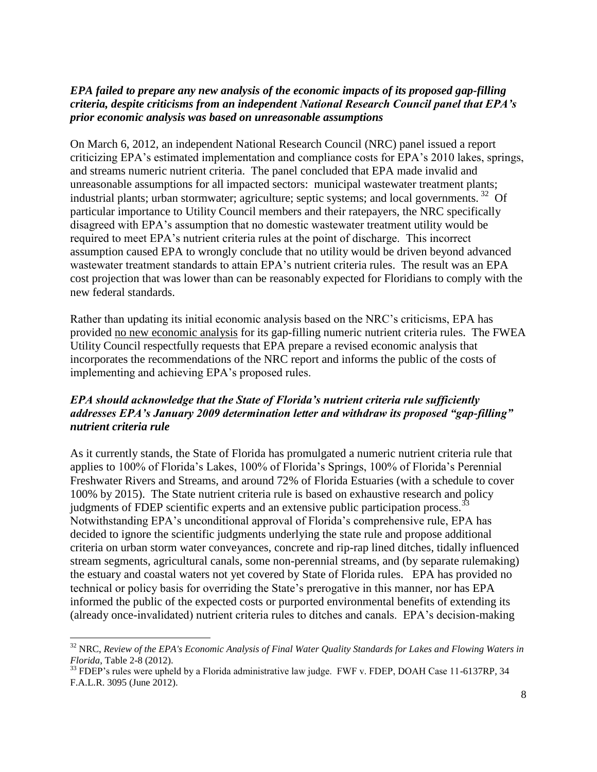***EPA failed to prepare any new analysis of the economic impacts of its proposed gap-filling criteria, despite criticisms from an independent National Research Council panel that EPA's prior economic analysis was based on unreasonable assumptions***

On March 6, 2012, an independent National Research Council (NRC) panel issued a report criticizing EPA's estimated implementation and compliance costs for EPA's 2010 lakes, springs, and streams numeric nutrient criteria. The panel concluded that EPA made invalid and unreasonable assumptions for all impacted sectors: municipal wastewater treatment plants; industrial plants; urban stormwater; agriculture; septic systems; and local governments. [32] Of particular importance to Utility Council members and their ratepayers, the NRC specifically disagreed with EPA's assumption that no domestic wastewater treatment utility would be required to meet EPA's nutrient criteria rules at the point of discharge. This incorrect assumption caused EPA to wrongly conclude that no utility would be driven beyond advanced wastewater treatment standards to attain EPA's nutrient criteria rules. The result was an EPA cost projection that was lower than can be reasonably expected for Floridians to comply with the new federal standards.

Rather than updating its initial economic analysis based on the NRC's criticisms, EPA has provided no new economic analysis for its gap-filling numeric nutrient criteria rules. The FWEA Utility Council respectfully requests that EPA prepare a revised economic analysis that incorporates the recommendations of the NRC report and informs the public of the costs of implementing and achieving EPA's proposed rules.

***EPA should acknowledge that the State of Florida's nutrient criteria rule sufficiently addresses EPA's January 2009 determination letter and withdraw its proposed "gap-filling" nutrient criteria rule***

As it currently stands, the State of Florida has promulgated a numeric nutrient criteria rule that applies to 100% of Florida's Lakes, 100% of Florida's Springs, 100% of Florida's Perennial Freshwater Rivers and Streams, and around 72% of Florida Estuaries (with a schedule to cover 100% by 2015). The State nutrient criteria rule is based on exhaustive research and policy judgments of FDEP scientific experts and an extensive public participation process. [33] Notwithstanding EPA's unconditional approval of Florida's comprehensive rule, EPA has decided to ignore the scientific judgments underlying the state rule and propose additional criteria on urban storm water conveyances, concrete and rip-rap lined ditches, tidally influenced stream segments, agricultural canals, some non-perennial streams, and (by separate rulemaking) the estuary and coastal waters not yet covered by State of Florida rules. EPA has provided no technical or policy basis for overriding the State's prerogative in this manner, nor has EPA informed the public of the expected costs or purported environmental benefits of extending its (already once-invalidated) nutrient criteria rules to ditches and canals. EPA's decision-making

---

[32] NRC, *Review of the EPA's Economic Analysis of Final Water Quality Standards for Lakes and Flowing Waters in Florida*, Table 2-8 (2012).

[33] FDEP's rules were upheld by a Florida administrative law judge. FWF v. FDEP, DOAH Case 11-6137RP, 34 F.A.L.R. 3095 (June 2012).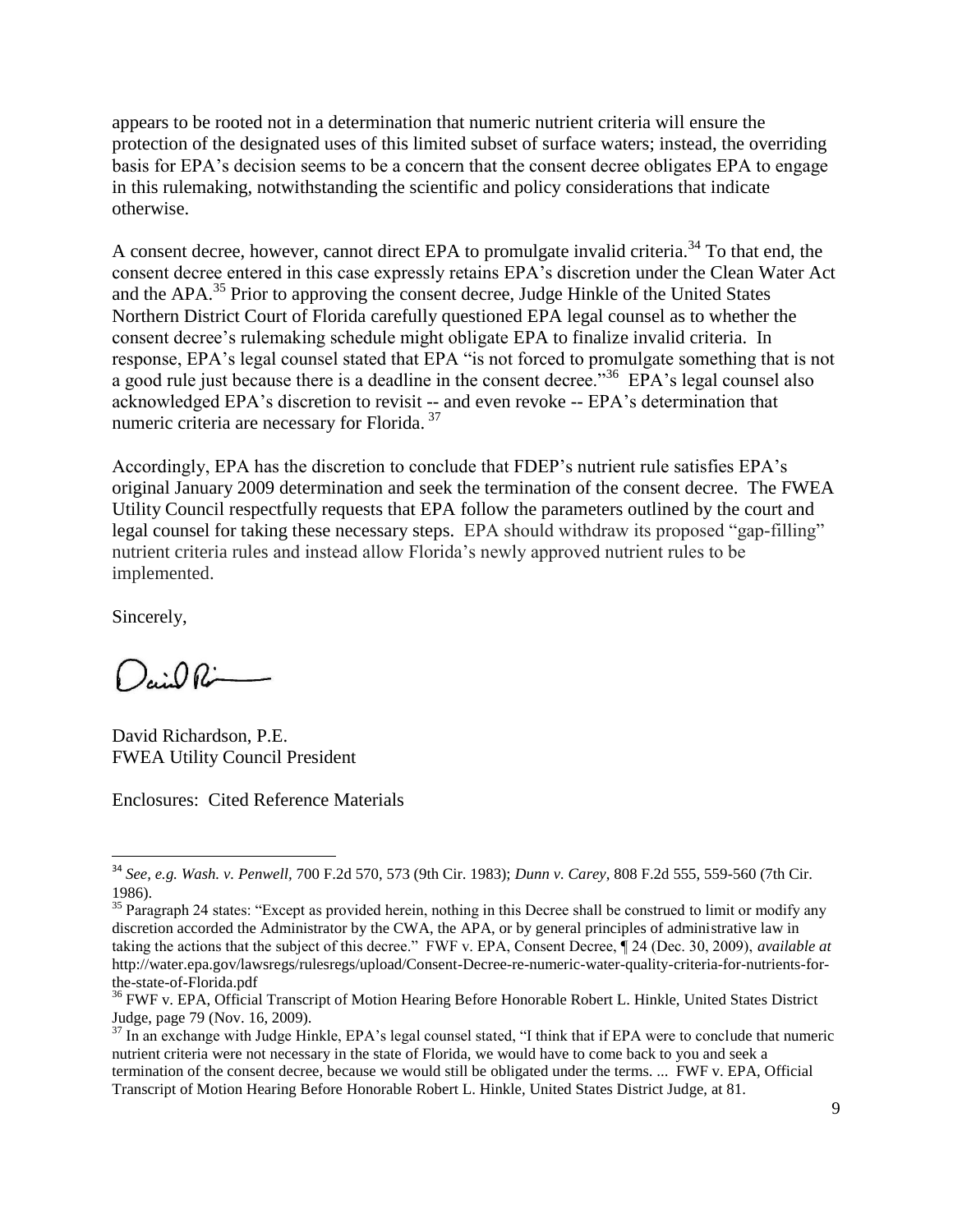appears to be rooted not in a determination that numeric nutrient criteria will ensure the protection of the designated uses of this limited subset of surface waters; instead, the overriding basis for EPA's decision seems to be a concern that the consent decree obligates EPA to engage in this rulemaking, notwithstanding the scientific and policy considerations that indicate otherwise.

A consent decree, however, cannot direct EPA to promulgate invalid criteria.[34] To that end, the consent decree entered in this case expressly retains EPA's discretion under the Clean Water Act and the APA.[35] Prior to approving the consent decree, Judge Hinkle of the United States Northern District Court of Florida carefully questioned EPA legal counsel as to whether the consent decree's rulemaking schedule might obligate EPA to finalize invalid criteria. In response, EPA's legal counsel stated that EPA "is not forced to promulgate something that is not a good rule just because there is a deadline in the consent decree."[36] EPA's legal counsel also acknowledged EPA's discretion to revisit -- and even revoke -- EPA's determination that numeric criteria are necessary for Florida.[37]

Accordingly, EPA has the discretion to conclude that FDEP's nutrient rule satisfies EPA's original January 2009 determination and seek the termination of the consent decree. The FWEA Utility Council respectfully requests that EPA follow the parameters outlined by the court and legal counsel for taking these necessary steps. EPA should withdraw its proposed "gap-filling" nutrient criteria rules and instead allow Florida's newly approved nutrient rules to be implemented.

Sincerely,

David Richardson, P.E.
FWEA Utility Council President

Enclosures: Cited Reference Materials

---

[34] *See, e.g. Wash. v. Penwell*, 700 F.2d 570, 573 (9th Cir. 1983); *Dunn v. Carey*, 808 F.2d 555, 559-560 (7th Cir. 1986).

[35] Paragraph 24 states: "Except as provided herein, nothing in this Decree shall be construed to limit or modify any discretion accorded the Administrator by the CWA, the APA, or by general principles of administrative law in taking the actions that the subject of this decree." FWF v. EPA, Consent Decree, ¶ 24 (Dec. 30, 2009), *available at* http://water.epa.gov/lawsregs/rulesregs/upload/Consent-Decree-re-numeric-water-quality-criteria-for-nutrients-for-the-state-of-Florida.pdf

[36] FWF v. EPA, Official Transcript of Motion Hearing Before Honorable Robert L. Hinkle, United States District Judge, page 79 (Nov. 16, 2009).

[37] In an exchange with Judge Hinkle, EPA's legal counsel stated, "I think that if EPA were to conclude that numeric nutrient criteria were not necessary in the state of Florida, we would have to come back to you and seek a termination of the consent decree, because we would still be obligated under the terms. ... FWF v. EPA, Official Transcript of Motion Hearing Before Honorable Robert L. Hinkle, United States District Judge, at 81.